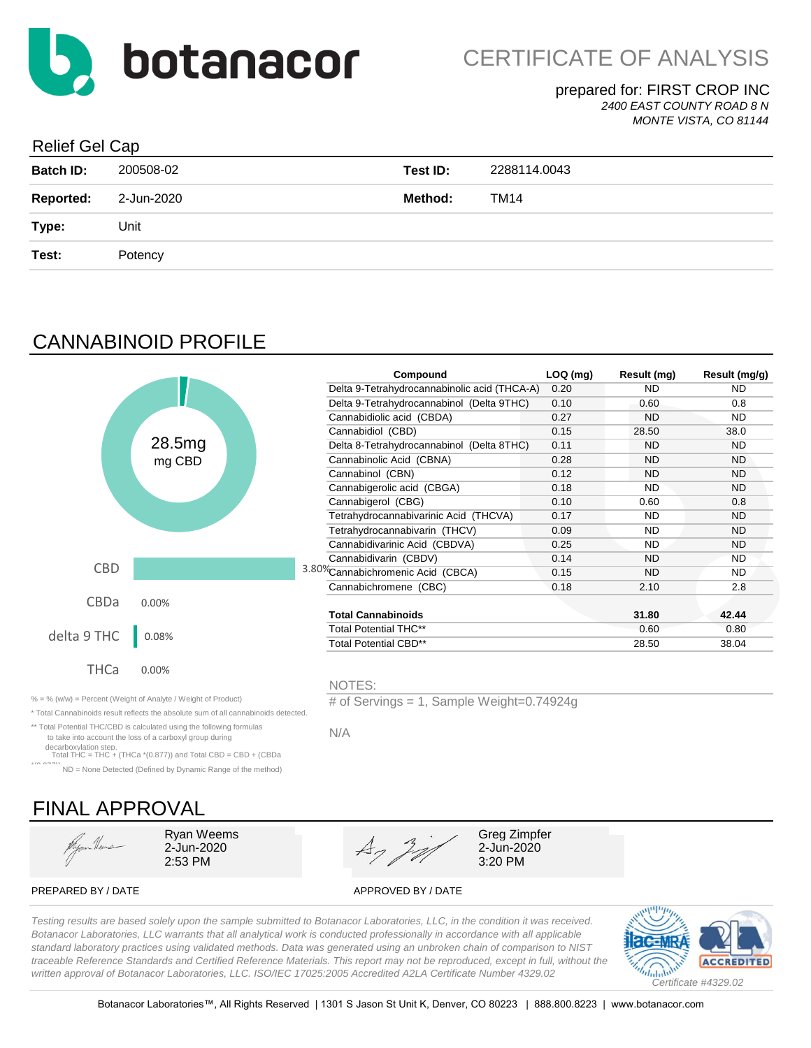# botanacor

## CERTIFICATE OF ANALYSIS

prepared for: FIRST CROP INC
*2400 EAST COUNTY ROAD 8 N*
*MONTE VISTA, CO 81144*

### Relief Gel Cap

| | | | |
|---|---|---|---|
| **Batch ID:** | 200508-02 | **Test ID:** | 2288114.0043 |
| **Reported:** | 2-Jun-2020 | **Method:** | TM14 |
| **Type:** | Unit | | |
| **Test:** | Potency | | |

## CANNABINOID PROFILE

28.5mg
mg CBD

| | |
|---|---|
| CBD | 3.80% |
| CBDa | 0.00% |
| delta 9 THC | 0.08% |
| THCa | 0.00% |

| Compound | LOQ (mg) | Result (mg) | Result (mg/g) |
|---|---|---|---|
| Delta 9-Tetrahydrocannabinolic acid (THCA-A) | 0.20 | ND | ND |
| Delta 9-Tetrahydrocannabinol (Delta 9THC) | 0.10 | 0.60 | 0.8 |
| Cannabidiolic acid (CBDA) | 0.27 | ND | ND |
| Cannabidiol (CBD) | 0.15 | 28.50 | 38.0 |
| Delta 8-Tetrahydrocannabinol (Delta 8THC) | 0.11 | ND | ND |
| Cannabinolic Acid (CBNA) | 0.28 | ND | ND |
| Cannabinol (CBN) | 0.12 | ND | ND |
| Cannabigerolic acid (CBGA) | 0.18 | ND | ND |
| Cannabigerol (CBG) | 0.10 | 0.60 | 0.8 |
| Tetrahydrocannabivarinic Acid (THCVA) | 0.17 | ND | ND |
| Tetrahydrocannabivarin (THCV) | 0.09 | ND | ND |
| Cannabidivarinic Acid (CBDVA) | 0.25 | ND | ND |
| Cannabidivarin (CBDV) | 0.14 | ND | ND |
| Cannabichromenic Acid (CBCA) | 0.15 | ND | ND |
| Cannabichromene (CBC) | 0.18 | 2.10 | 2.8 |
| **Total Cannabinoids** | | **31.80** | **42.44** |
| Total Potential THC** | | 0.60 | 0.80 |
| Total Potential CBD** | | 28.50 | 38.04 |

% = % (w/w) = Percent (Weight of Analyte / Weight of Product)

* Total Cannabinoids result reflects the absolute sum of all cannabinoids detected.

** Total Potential THC/CBD is calculated using the following formulas to take into account the loss of a carboxyl group during decarboxylation step.
Total THC = THC + (THCa *(0.877)) and Total CBD = CBD + (CBDa *(0.877))

ND = None Detected (Defined by Dynamic Range of the method)

NOTES:

# of Servings = 1, Sample Weight=0.74924g

N/A

## FINAL APPROVAL

| | |
|---|---|
| Ryan Weems<br>2-Jun-2020<br>2:53 PM | Greg Zimpfer<br>2-Jun-2020<br>3:20 PM |
| PREPARED BY / DATE | APPROVED BY / DATE |

*Testing results are based solely upon the sample submitted to Botanacor Laboratories, LLC, in the condition it was received. Botanacor Laboratories, LLC warrants that all analytical work is conducted professionally in accordance with all applicable standard laboratory practices using validated methods. Data was generated using an unbroken chain of comparison to NIST traceable Reference Standards and Certified Reference Materials. This report may not be reproduced, except in full, without the written approval of Botanacor Laboratories, LLC. ISO/IEC 17025:2005 Accredited A2LA Certificate Number 4329.02*

ilac-MRA A2LA ACCREDITED
*Certificate #4329.02*

Botanacor Laboratories™, All Rights Reserved | 1301 S Jason St Unit K, Denver, CO 80223 | 888.800.8223 | www.botanacor.com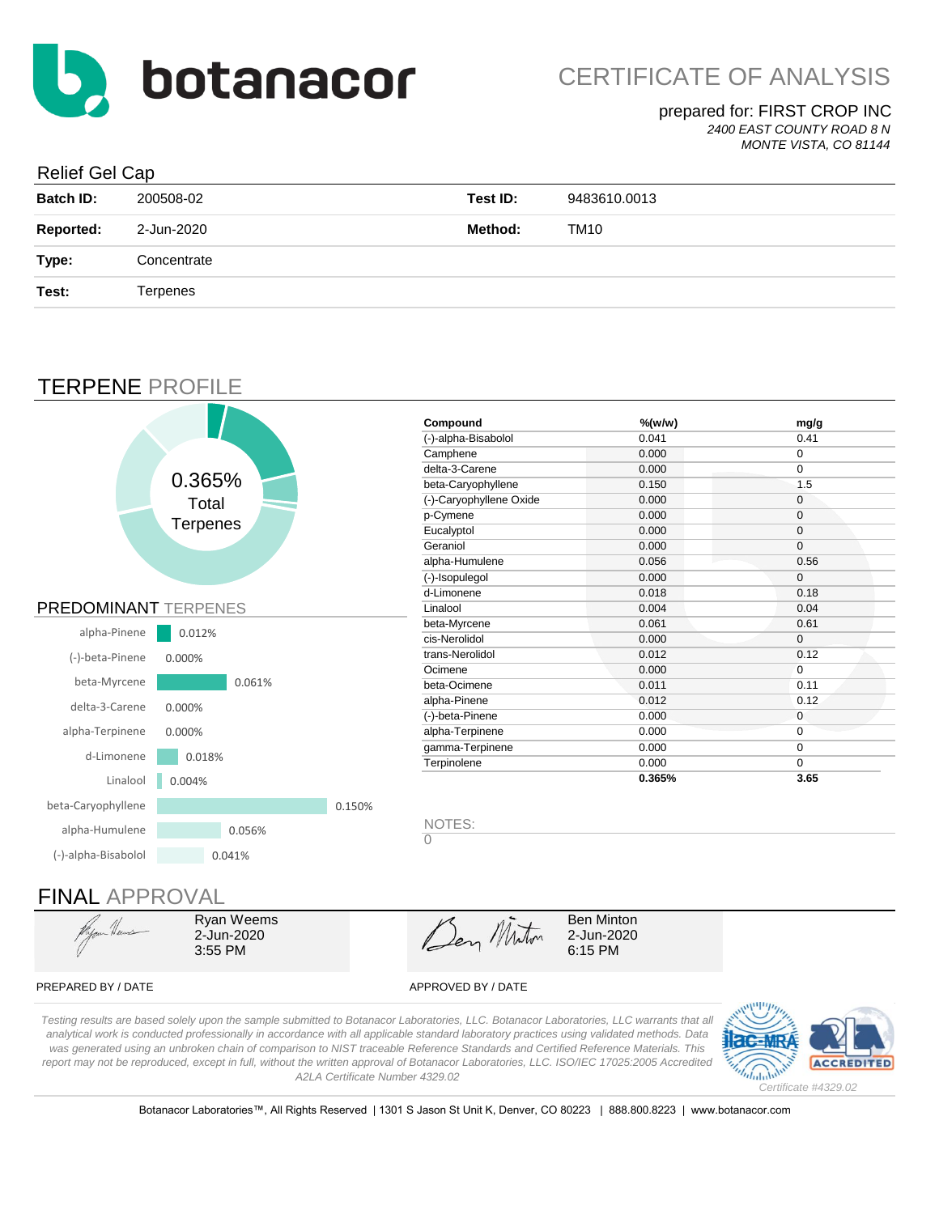# botanacor

## CERTIFICATE OF ANALYSIS

prepared for: FIRST CROP INC

*2400 EAST COUNTY ROAD 8 N*
*MONTE VISTA, CO 81144*

### Relief Gel Cap

| | | | |
|---|---|---|---|
| **Batch ID:** | 200508-02 | **Test ID:** | 9483610.0013 |
| **Reported:** | 2-Jun-2020 | **Method:** | TM10 |
| **Type:** | Concentrate | | |
| **Test:** | Terpenes | | |

## TERPENE PROFILE

0.365% Total Terpenes

| Compound | %(w/w) | mg/g |
|---|---|---|
| (-)-alpha-Bisabolol | 0.041 | 0.41 |
| Camphene | 0.000 | 0 |
| delta-3-Carene | 0.000 | 0 |
| beta-Caryophyllene | 0.150 | 1.5 |
| (-)-Caryophyllene Oxide | 0.000 | 0 |
| p-Cymene | 0.000 | 0 |
| Eucalyptol | 0.000 | 0 |
| Geraniol | 0.000 | 0 |
| alpha-Humulene | 0.056 | 0.56 |
| (-)-Isopulegol | 0.000 | 0 |
| d-Limonene | 0.018 | 0.18 |
| Linalool | 0.004 | 0.04 |
| beta-Myrcene | 0.061 | 0.61 |
| cis-Nerolidol | 0.000 | 0 |
| trans-Nerolidol | 0.012 | 0.12 |
| Ocimene | 0.000 | 0 |
| beta-Ocimene | 0.011 | 0.11 |
| alpha-Pinene | 0.012 | 0.12 |
| (-)-beta-Pinene | 0.000 | 0 |
| alpha-Terpinene | 0.000 | 0 |
| gamma-Terpinene | 0.000 | 0 |
| Terpinolene | 0.000 | 0 |
| | **0.365%** | **3.65** |

### PREDOMINANT TERPENES

| Terpene | % |
|---|---|
| alpha-Pinene | 0.012% |
| (-)-beta-Pinene | 0.000% |
| beta-Myrcene | 0.061% |
| delta-3-Carene | 0.000% |
| alpha-Terpinene | 0.000% |
| d-Limonene | 0.018% |
| Linalool | 0.004% |
| beta-Caryophyllene | 0.150% |
| alpha-Humulene | 0.056% |
| (-)-alpha-Bisabolol | 0.041% |

NOTES:
0

## FINAL APPROVAL

| | |
|---|---|
| Ryan Weems<br>2-Jun-2020<br>3:55 PM | Ben Minton<br>2-Jun-2020<br>6:15 PM |
| PREPARED BY / DATE | APPROVED BY / DATE |

*Testing results are based solely upon the sample submitted to Botanacor Laboratories, LLC. Botanacor Laboratories, LLC warrants that all analytical work is conducted professionally in accordance with all applicable standard laboratory practices using validated methods. Data was generated using an unbroken chain of comparison to NIST traceable Reference Standards and Certified Reference Materials. This report may not be reproduced, except in full, without the written approval of Botanacor Laboratories, LLC. ISO/IEC 17025:2005 Accredited A2LA Certificate Number 4329.02*

*Certificate #4329.02*

Botanacor Laboratories™, All Rights Reserved | 1301 S Jason St Unit K, Denver, CO 80223 | 888.800.8223 | www.botanacor.com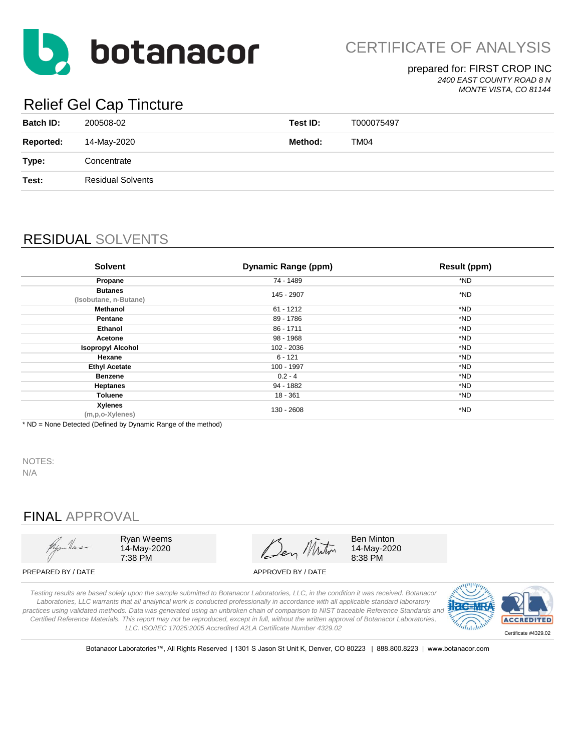**botanacor**

CERTIFICATE OF ANALYSIS

prepared for: FIRST CROP INC
*2400 EAST COUNTY ROAD 8 N*
*MONTE VISTA, CO 81144*

# Relief Gel Cap Tincture

| | | | |
|---|---|---|---|
| **Batch ID:** | 200508-02 | **Test ID:** | T000075497 |
| **Reported:** | 14-May-2020 | **Method:** | TM04 |
| **Type:** | Concentrate | | |
| **Test:** | Residual Solvents | | |

## RESIDUAL SOLVENTS

| Solvent | Dynamic Range (ppm) | Result (ppm) |
|---|---|---|
| **Propane** | 74 - 1489 | *ND |
| **Butanes** (Isobutane, n-Butane) | 145 - 2907 | *ND |
| **Methanol** | 61 - 1212 | *ND |
| **Pentane** | 89 - 1786 | *ND |
| **Ethanol** | 86 - 1711 | *ND |
| **Acetone** | 98 - 1968 | *ND |
| **Isopropyl Alcohol** | 102 - 2036 | *ND |
| **Hexane** | 6 - 121 | *ND |
| **Ethyl Acetate** | 100 - 1997 | *ND |
| **Benzene** | 0.2 - 4 | *ND |
| **Heptanes** | 94 - 1882 | *ND |
| **Toluene** | 18 - 361 | *ND |
| **Xylenes** (m,p,o-Xylenes) | 130 - 2608 | *ND |

* ND = None Detected (Defined by Dynamic Range of the method)

NOTES:
N/A

## FINAL APPROVAL

Ryan Weems
14-May-2020
7:38 PM

PREPARED BY / DATE

Ben Minton
14-May-2020
8:38 PM

APPROVED BY / DATE

*Testing results are based solely upon the sample submitted to Botanacor Laboratories, LLC, in the condition it was received. Botanacor Laboratories, LLC warrants that all analytical work is conducted professionally in accordance with all applicable standard laboratory practices using validated methods. Data was generated using an unbroken chain of comparison to NIST traceable Reference Standards and Certified Reference Materials. This report may not be reproduced, except in full, without the written approval of Botanacor Laboratories, LLC. ISO/IEC 17025:2005 Accredited A2LA Certificate Number 4329.02*

Certificate #4329.02

Botanacor Laboratories™, All Rights Reserved | 1301 S Jason St Unit K, Denver, CO 80223 | 888.800.8223 | www.botanacor.com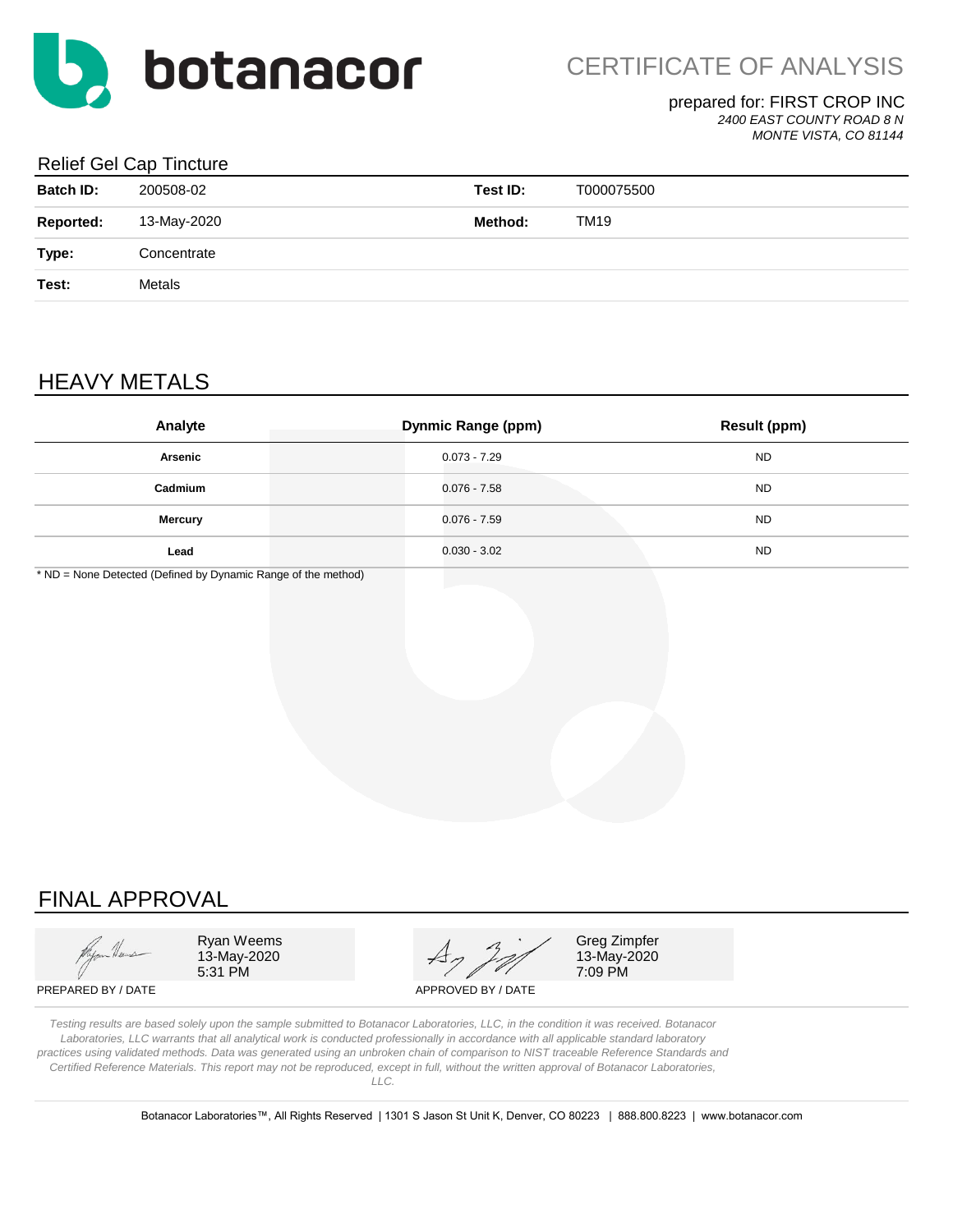# botanacor

## CERTIFICATE OF ANALYSIS

prepared for: FIRST CROP INC

*2400 EAST COUNTY ROAD 8 N*
*MONTE VISTA, CO 81144*

### Relief Gel Cap Tincture

| | | | |
|---|---|---|---|
| **Batch ID:** | 200508-02 | **Test ID:** | T000075500 |
| **Reported:** | 13-May-2020 | **Method:** | TM19 |
| **Type:** | Concentrate | | |
| **Test:** | Metals | | |

## HEAVY METALS

| Analyte | Dynmic Range (ppm) | Result (ppm) |
|---|---|---|
| **Arsenic** | 0.073 - 7.29 | ND |
| **Cadmium** | 0.076 - 7.58 | ND |
| **Mercury** | 0.076 - 7.59 | ND |
| **Lead** | 0.030 - 3.02 | ND |

* ND = None Detected (Defined by Dynamic Range of the method)

## FINAL APPROVAL

| PREPARED BY / DATE | APPROVED BY / DATE |
|---|---|
| Ryan Weems<br>13-May-2020<br>5:31 PM | Greg Zimpfer<br>13-May-2020<br>7:09 PM |

*Testing results are based solely upon the sample submitted to Botanacor Laboratories, LLC, in the condition it was received. Botanacor Laboratories, LLC warrants that all analytical work is conducted professionally in accordance with all applicable standard laboratory practices using validated methods. Data was generated using an unbroken chain of comparison to NIST traceable Reference Standards and Certified Reference Materials. This report may not be reproduced, except in full, without the written approval of Botanacor Laboratories, LLC.*

Botanacor Laboratories™, All Rights Reserved | 1301 S Jason St Unit K, Denver, CO 80223 | 888.800.8223 | www.botanacor.com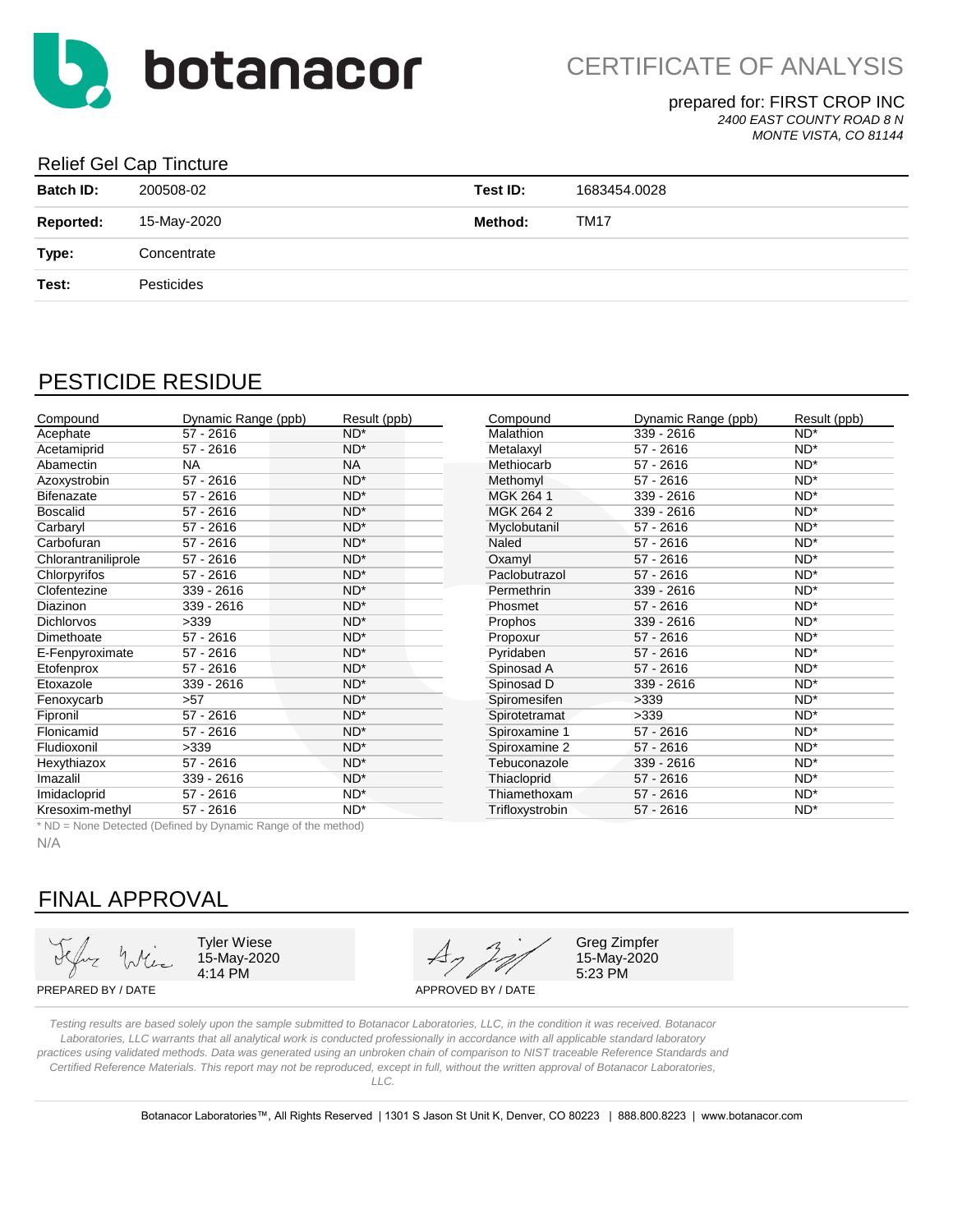# botanacor

CERTIFICATE OF ANALYSIS

prepared for: FIRST CROP INC
*2400 EAST COUNTY ROAD 8 N*
*MONTE VISTA, CO 81144*

## Relief Gel Cap Tincture

| | | | |
|---|---|---|---|
| **Batch ID:** | 200508-02 | **Test ID:** | 1683454.0028 |
| **Reported:** | 15-May-2020 | **Method:** | TM17 |
| **Type:** | Concentrate | | |
| **Test:** | Pesticides | | |

## PESTICIDE RESIDUE

| Compound | Dynamic Range (ppb) | Result (ppb) |
|---|---|---|
| Acephate | 57 - 2616 | ND* |
| Acetamiprid | 57 - 2616 | ND* |
| Abamectin | NA | NA |
| Azoxystrobin | 57 - 2616 | ND* |
| Bifenazate | 57 - 2616 | ND* |
| Boscalid | 57 - 2616 | ND* |
| Carbaryl | 57 - 2616 | ND* |
| Carbofuran | 57 - 2616 | ND* |
| Chlorantraniliprole | 57 - 2616 | ND* |
| Chlorpyrifos | 57 - 2616 | ND* |
| Clofentezine | 339 - 2616 | ND* |
| Diazinon | 339 - 2616 | ND* |
| Dichlorvos | >339 | ND* |
| Dimethoate | 57 - 2616 | ND* |
| E-Fenpyroximate | 57 - 2616 | ND* |
| Etofenprox | 57 - 2616 | ND* |
| Etoxazole | 339 - 2616 | ND* |
| Fenoxycarb | >57 | ND* |
| Fipronil | 57 - 2616 | ND* |
| Flonicamid | 57 - 2616 | ND* |
| Fludioxonil | >339 | ND* |
| Hexythiazox | 57 - 2616 | ND* |
| Imazalil | 339 - 2616 | ND* |
| Imidacloprid | 57 - 2616 | ND* |
| Kresoxim-methyl | 57 - 2616 | ND* |
| Malathion | 339 - 2616 | ND* |
| Metalaxyl | 57 - 2616 | ND* |
| Methiocarb | 57 - 2616 | ND* |
| Methomyl | 57 - 2616 | ND* |
| MGK 264 1 | 339 - 2616 | ND* |
| MGK 264 2 | 339 - 2616 | ND* |
| Myclobutanil | 57 - 2616 | ND* |
| Naled | 57 - 2616 | ND* |
| Oxamyl | 57 - 2616 | ND* |
| Paclobutrazol | 57 - 2616 | ND* |
| Permethrin | 339 - 2616 | ND* |
| Phosmet | 57 - 2616 | ND* |
| Prophos | 339 - 2616 | ND* |
| Propoxur | 57 - 2616 | ND* |
| Pyridaben | 57 - 2616 | ND* |
| Spinosad A | 57 - 2616 | ND* |
| Spinosad D | 339 - 2616 | ND* |
| Spiromesifen | >339 | ND* |
| Spirotetramat | >339 | ND* |
| Spiroxamine 1 | 57 - 2616 | ND* |
| Spiroxamine 2 | 57 - 2616 | ND* |
| Tebuconazole | 339 - 2616 | ND* |
| Thiacloprid | 57 - 2616 | ND* |
| Thiamethoxam | 57 - 2616 | ND* |
| Trifloxystrobin | 57 - 2616 | ND* |

* ND = None Detected (Defined by Dynamic Range of the method)

N/A

## FINAL APPROVAL

Tyler Wiese
15-May-2020
4:14 PM

PREPARED BY / DATE

Greg Zimpfer
15-May-2020
5:23 PM

APPROVED BY / DATE

*Testing results are based solely upon the sample submitted to Botanacor Laboratories, LLC, in the condition it was received. Botanacor Laboratories, LLC warrants that all analytical work is conducted professionally in accordance with all applicable standard laboratory practices using validated methods. Data was generated using an unbroken chain of comparison to NIST traceable Reference Standards and Certified Reference Materials. This report may not be reproduced, except in full, without the written approval of Botanacor Laboratories, LLC.*

Botanacor Laboratories™, All Rights Reserved | 1301 S Jason St Unit K, Denver, CO 80223 | 888.800.8223 | www.botanacor.com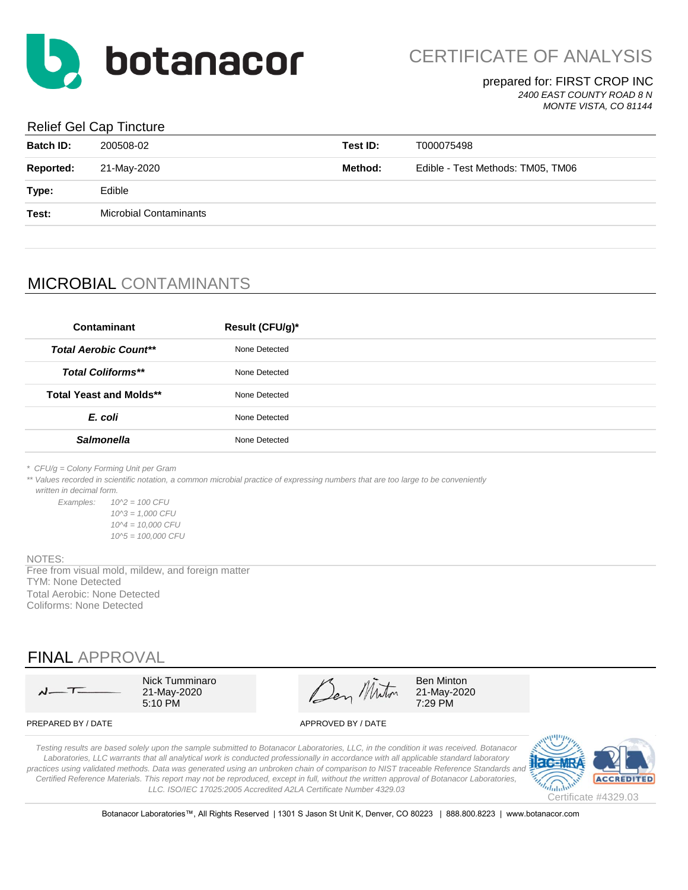botanacor

# CERTIFICATE OF ANALYSIS

prepared for: FIRST CROP INC
*2400 EAST COUNTY ROAD 8 N*
*MONTE VISTA, CO 81144*

## Relief Gel Cap Tincture

| | | | |
|---|---|---|---|
| **Batch ID:** | 200508-02 | **Test ID:** | T000075498 |
| **Reported:** | 21-May-2020 | **Method:** | Edible - Test Methods: TM05, TM06 |
| **Type:** | Edible | | |
| **Test:** | Microbial Contaminants | | |

## MICROBIAL CONTAMINANTS

| Contaminant | Result (CFU/g)* |
|---|---|
| ***Total Aerobic Count**** | None Detected |
| ***Total Coliforms**** | None Detected |
| **Total Yeast and Molds**** | None Detected |
| ***E. coli*** | None Detected |
| ***Salmonella*** | None Detected |

*\* CFU/g = Colony Forming Unit per Gram*

*\*\* Values recorded in scientific notation, a common microbial practice of expressing numbers that are too large to be conveniently written in decimal form.*

*Examples: 10^2 = 100 CFU*
*10^3 = 1,000 CFU*
*10^4 = 10,000 CFU*
*10^5 = 100,000 CFU*

NOTES:
Free from visual mold, mildew, and foreign matter
TYM: None Detected
Total Aerobic: None Detected
Coliforms: None Detected

## FINAL APPROVAL

| PREPARED BY / DATE | APPROVED BY / DATE |
|---|---|
| Nick Tumminaro<br>21-May-2020<br>5:10 PM | Ben Minton<br>21-May-2020<br>7:29 PM |

*Testing results are based solely upon the sample submitted to Botanacor Laboratories, LLC, in the condition it was received. Botanacor Laboratories, LLC warrants that all analytical work is conducted professionally in accordance with all applicable standard laboratory practices using validated methods. Data was generated using an unbroken chain of comparison to NIST traceable Reference Standards and Certified Reference Materials. This report may not be reproduced, except in full, without the written approval of Botanacor Laboratories, LLC. ISO/IEC 17025:2005 Accredited A2LA Certificate Number 4329.03*

ilac-MRA A2LA ACCREDITED
Certificate #4329.03

Botanacor Laboratories™, All Rights Reserved | 1301 S Jason St Unit K, Denver, CO 80223 | 888.800.8223 | www.botanacor.com